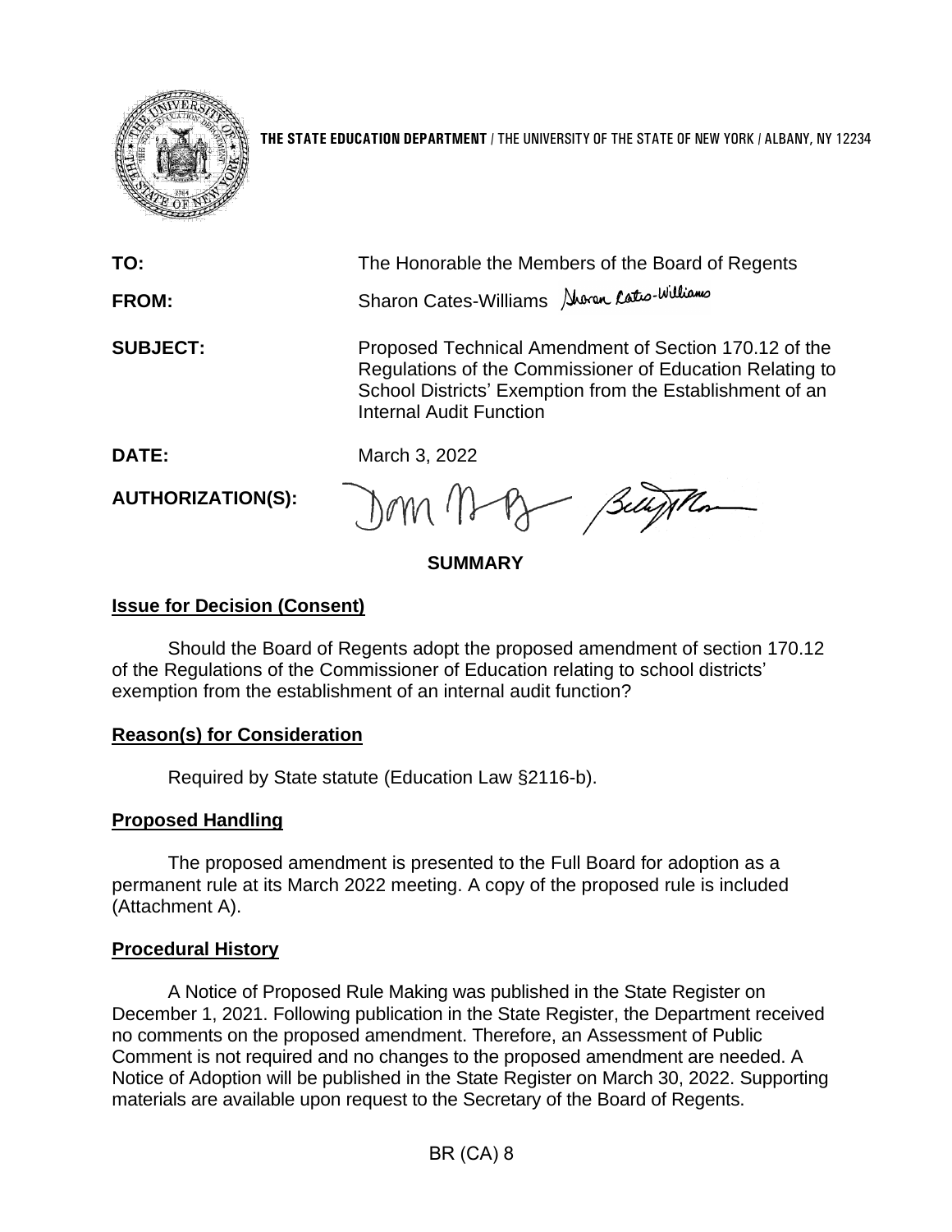**THE STATE EDUCATION DEPARTMENT** / THE UNIVERSITY OF THE STATE OF NEW YORK / ALBANY, NY 12234

**TO:** The Honorable the Members of the Board of Regents

**FROM:** Sharon Cates-Williams

**SUBJECT:** Proposed Technical Amendment of Section 170.12 of the Regulations of the Commissioner of Education Relating to School Districts' Exemption from the Establishment of an Internal Audit Function

**DATE:** March 3, 2022

**AUTHORIZATION(S):**

**SUMMARY**

## Issue for Decision (Consent)

Should the Board of Regents adopt the proposed amendment of section 170.12 of the Regulations of the Commissioner of Education relating to school districts' exemption from the establishment of an internal audit function?

## Reason(s) for Consideration

Required by State statute (Education Law §2116-b).

## Proposed Handling

The proposed amendment is presented to the Full Board for adoption as a permanent rule at its March 2022 meeting. A copy of the proposed rule is included (Attachment A).

## Procedural History

A Notice of Proposed Rule Making was published in the State Register on December 1, 2021. Following publication in the State Register, the Department received no comments on the proposed amendment. Therefore, an Assessment of Public Comment is not required and no changes to the proposed amendment are needed. A Notice of Adoption will be published in the State Register on March 30, 2022. Supporting materials are available upon request to the Secretary of the Board of Regents.

BR (CA) 8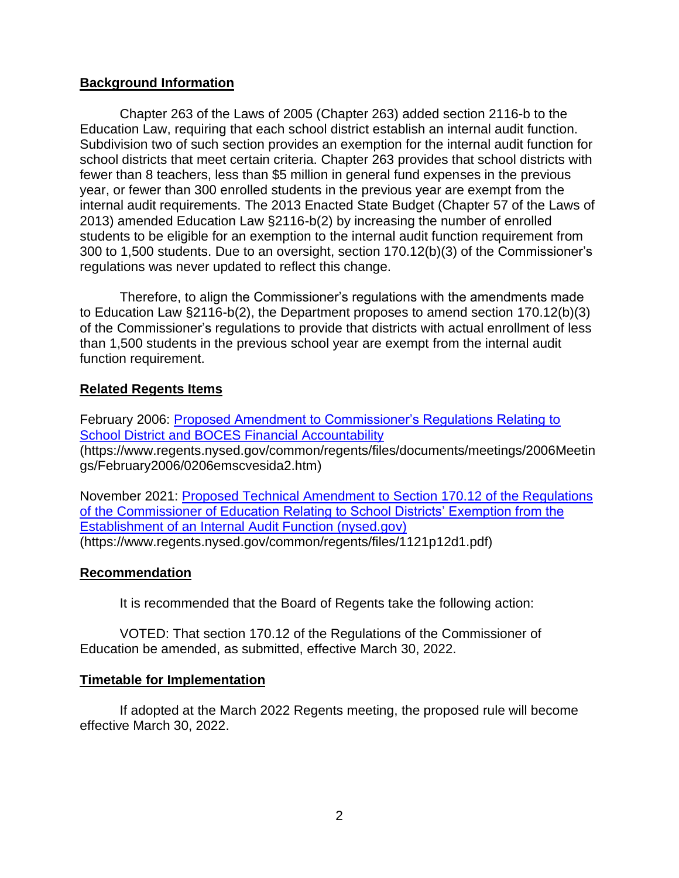## Background Information

Chapter 263 of the Laws of 2005 (Chapter 263) added section 2116-b to the Education Law, requiring that each school district establish an internal audit function. Subdivision two of such section provides an exemption for the internal audit function for school districts that meet certain criteria. Chapter 263 provides that school districts with fewer than 8 teachers, less than $5 million in general fund expenses in the previous year, or fewer than 300 enrolled students in the previous year are exempt from the internal audit requirements. The 2013 Enacted State Budget (Chapter 57 of the Laws of 2013) amended Education Law §2116-b(2) by increasing the number of enrolled students to be eligible for an exemption to the internal audit function requirement from 300 to 1,500 students. Due to an oversight, section 170.12(b)(3) of the Commissioner's regulations was never updated to reflect this change.

Therefore, to align the Commissioner's regulations with the amendments made to Education Law §2116-b(2), the Department proposes to amend section 170.12(b)(3) of the Commissioner's regulations to provide that districts with actual enrollment of less than 1,500 students in the previous school year are exempt from the internal audit function requirement.

## Related Regents Items

February 2006: [Proposed Amendment to Commissioner's Regulations Relating to School District and BOCES Financial Accountability](https://www.regents.nysed.gov/common/regents/files/documents/meetings/2006Meetings/February2006/0206emscvesida2.htm) (https://www.regents.nysed.gov/common/regents/files/documents/meetings/2006Meetings/February2006/0206emscvesida2.htm)

November 2021: [Proposed Technical Amendment to Section 170.12 of the Regulations of the Commissioner of Education Relating to School Districts' Exemption from the Establishment of an Internal Audit Function (nysed.gov)](https://www.regents.nysed.gov/common/regents/files/1121p12d1.pdf) (https://www.regents.nysed.gov/common/regents/files/1121p12d1.pdf)

## Recommendation

It is recommended that the Board of Regents take the following action:

VOTED: That section 170.12 of the Regulations of the Commissioner of Education be amended, as submitted, effective March 30, 2022.

## Timetable for Implementation

If adopted at the March 2022 Regents meeting, the proposed rule will become effective March 30, 2022.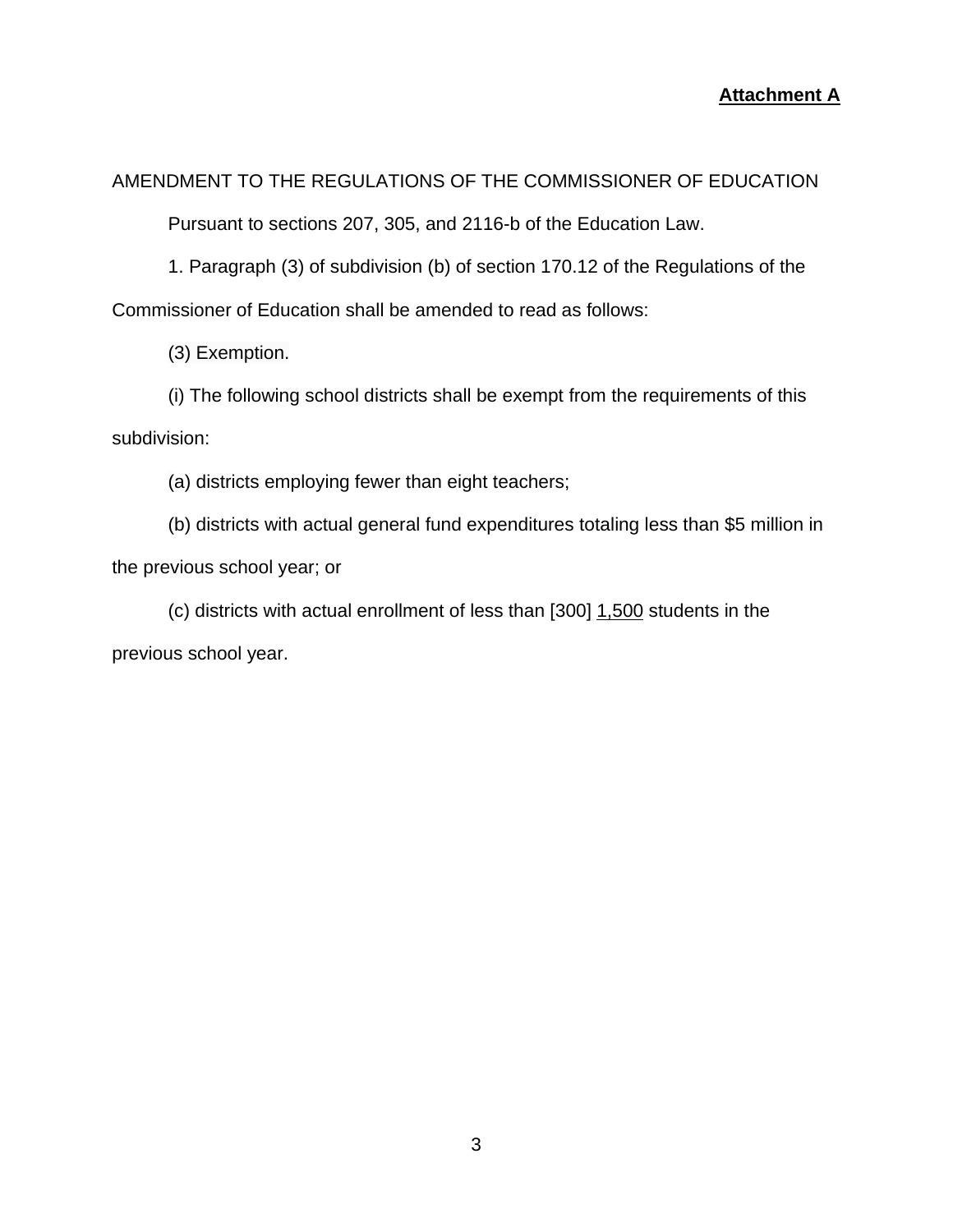**<u>Attachment A</u>**

AMENDMENT TO THE REGULATIONS OF THE COMMISSIONER OF EDUCATION

Pursuant to sections 207, 305, and 2116-b of the Education Law.

1. Paragraph (3) of subdivision (b) of section 170.12 of the Regulations of the Commissioner of Education shall be amended to read as follows:

(3) Exemption.

(i) The following school districts shall be exempt from the requirements of this subdivision:

(a) districts employing fewer than eight teachers;

(b) districts with actual general fund expenditures totaling less than $5 million in the previous school year; or

(c) districts with actual enrollment of less than [300] <u>1,500</u> students in the previous school year.